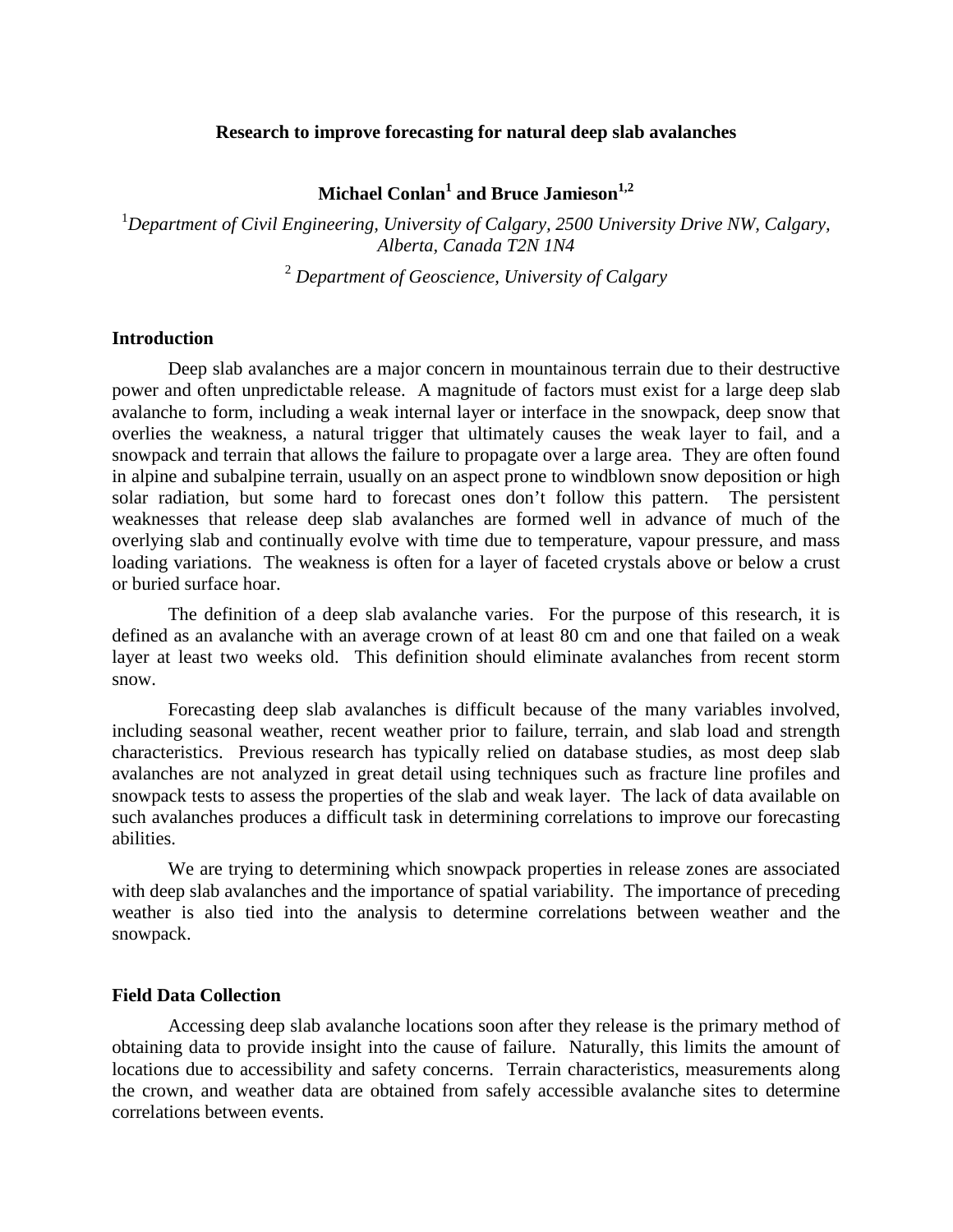# Research to improve forecasting for natural deep slab avalanches

**Michael Conlan[1] and Bruce Jamieson[1,2]**

[1]*Department of Civil Engineering, University of Calgary, 2500 University Drive NW, Calgary, Alberta, Canada T2N 1N4*

[2] *Department of Geoscience, University of Calgary*

## Introduction

Deep slab avalanches are a major concern in mountainous terrain due to their destructive power and often unpredictable release. A magnitude of factors must exist for a large deep slab avalanche to form, including a weak internal layer or interface in the snowpack, deep snow that overlies the weakness, a natural trigger that ultimately causes the weak layer to fail, and a snowpack and terrain that allows the failure to propagate over a large area. They are often found in alpine and subalpine terrain, usually on an aspect prone to windblown snow deposition or high solar radiation, but some hard to forecast ones don't follow this pattern. The persistent weaknesses that release deep slab avalanches are formed well in advance of much of the overlying slab and continually evolve with time due to temperature, vapour pressure, and mass loading variations. The weakness is often for a layer of faceted crystals above or below a crust or buried surface hoar.

The definition of a deep slab avalanche varies. For the purpose of this research, it is defined as an avalanche with an average crown of at least 80 cm and one that failed on a weak layer at least two weeks old. This definition should eliminate avalanches from recent storm snow.

Forecasting deep slab avalanches is difficult because of the many variables involved, including seasonal weather, recent weather prior to failure, terrain, and slab load and strength characteristics. Previous research has typically relied on database studies, as most deep slab avalanches are not analyzed in great detail using techniques such as fracture line profiles and snowpack tests to assess the properties of the slab and weak layer. The lack of data available on such avalanches produces a difficult task in determining correlations to improve our forecasting abilities.

We are trying to determining which snowpack properties in release zones are associated with deep slab avalanches and the importance of spatial variability. The importance of preceding weather is also tied into the analysis to determine correlations between weather and the snowpack.

## Field Data Collection

Accessing deep slab avalanche locations soon after they release is the primary method of obtaining data to provide insight into the cause of failure. Naturally, this limits the amount of locations due to accessibility and safety concerns. Terrain characteristics, measurements along the crown, and weather data are obtained from safely accessible avalanche sites to determine correlations between events.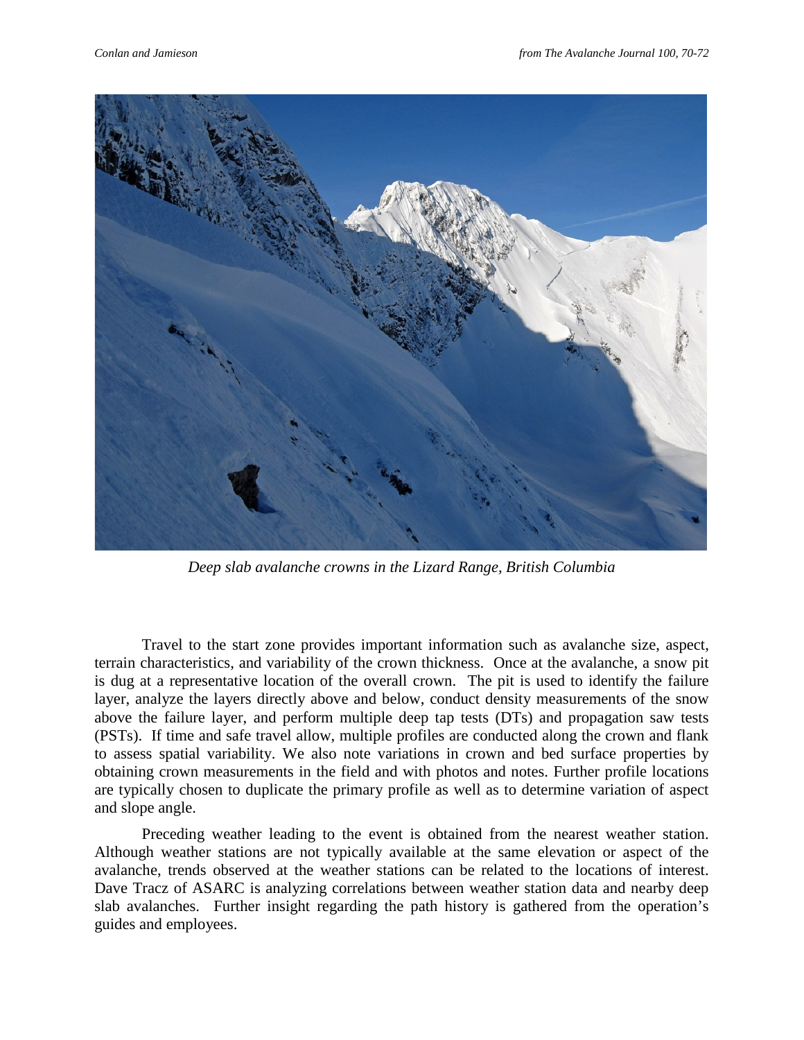*Deep slab avalanche crowns in the Lizard Range, British Columbia*

Travel to the start zone provides important information such as avalanche size, aspect, terrain characteristics, and variability of the crown thickness. Once at the avalanche, a snow pit is dug at a representative location of the overall crown. The pit is used to identify the failure layer, analyze the layers directly above and below, conduct density measurements of the snow above the failure layer, and perform multiple deep tap tests (DTs) and propagation saw tests (PSTs). If time and safe travel allow, multiple profiles are conducted along the crown and flank to assess spatial variability. We also note variations in crown and bed surface properties by obtaining crown measurements in the field and with photos and notes. Further profile locations are typically chosen to duplicate the primary profile as well as to determine variation of aspect and slope angle.

Preceding weather leading to the event is obtained from the nearest weather station. Although weather stations are not typically available at the same elevation or aspect of the avalanche, trends observed at the weather stations can be related to the locations of interest. Dave Tracz of ASARC is analyzing correlations between weather station data and nearby deep slab avalanches. Further insight regarding the path history is gathered from the operation's guides and employees.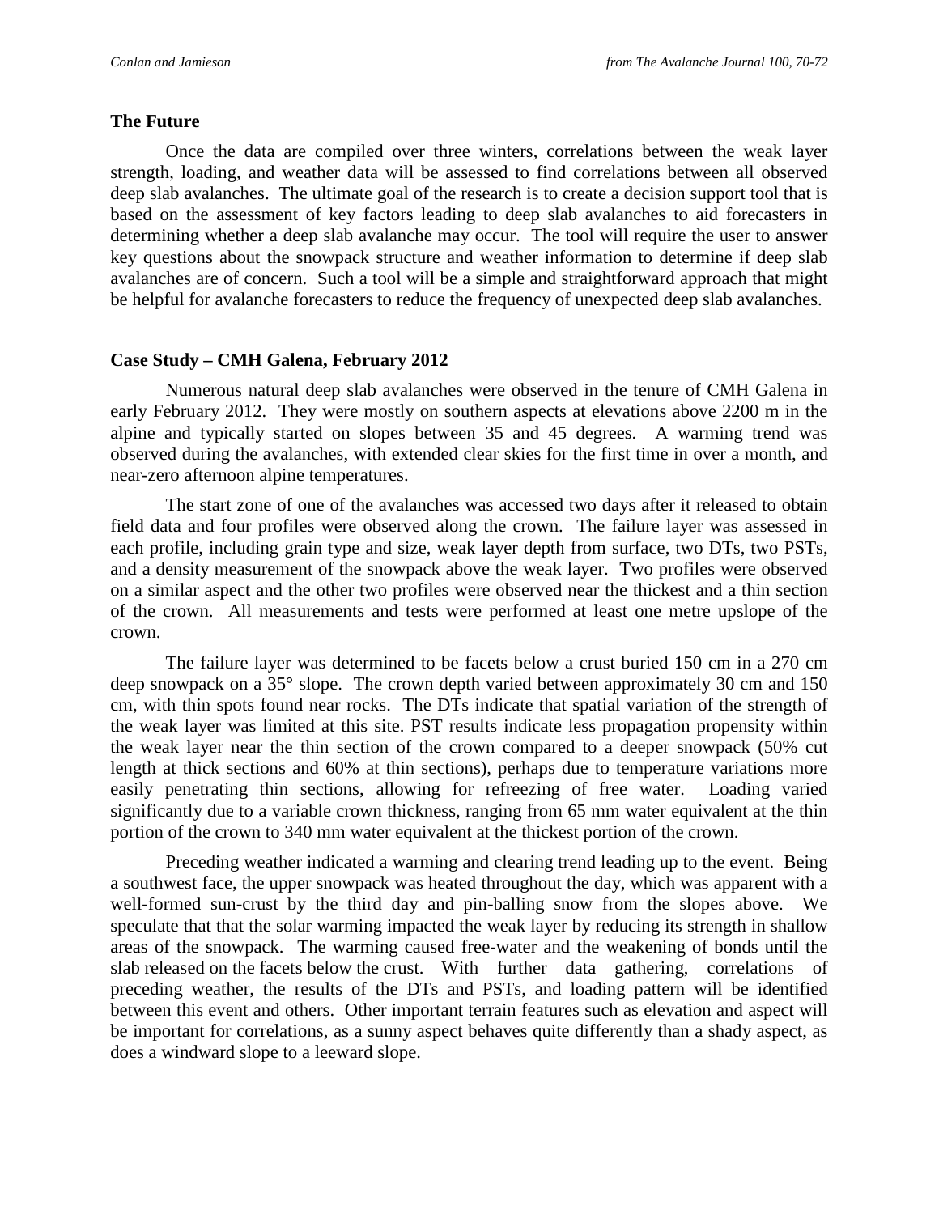## The Future

Once the data are compiled over three winters, correlations between the weak layer strength, loading, and weather data will be assessed to find correlations between all observed deep slab avalanches. The ultimate goal of the research is to create a decision support tool that is based on the assessment of key factors leading to deep slab avalanches to aid forecasters in determining whether a deep slab avalanche may occur. The tool will require the user to answer key questions about the snowpack structure and weather information to determine if deep slab avalanches are of concern. Such a tool will be a simple and straightforward approach that might be helpful for avalanche forecasters to reduce the frequency of unexpected deep slab avalanches.

## Case Study – CMH Galena, February 2012

Numerous natural deep slab avalanches were observed in the tenure of CMH Galena in early February 2012. They were mostly on southern aspects at elevations above 2200 m in the alpine and typically started on slopes between 35 and 45 degrees. A warming trend was observed during the avalanches, with extended clear skies for the first time in over a month, and near-zero afternoon alpine temperatures.

The start zone of one of the avalanches was accessed two days after it released to obtain field data and four profiles were observed along the crown. The failure layer was assessed in each profile, including grain type and size, weak layer depth from surface, two DTs, two PSTs, and a density measurement of the snowpack above the weak layer. Two profiles were observed on a similar aspect and the other two profiles were observed near the thickest and a thin section of the crown. All measurements and tests were performed at least one metre upslope of the crown.

The failure layer was determined to be facets below a crust buried 150 cm in a 270 cm deep snowpack on a 35° slope. The crown depth varied between approximately 30 cm and 150 cm, with thin spots found near rocks. The DTs indicate that spatial variation of the strength of the weak layer was limited at this site. PST results indicate less propagation propensity within the weak layer near the thin section of the crown compared to a deeper snowpack (50% cut length at thick sections and 60% at thin sections), perhaps due to temperature variations more easily penetrating thin sections, allowing for refreezing of free water. Loading varied significantly due to a variable crown thickness, ranging from 65 mm water equivalent at the thin portion of the crown to 340 mm water equivalent at the thickest portion of the crown.

Preceding weather indicated a warming and clearing trend leading up to the event. Being a southwest face, the upper snowpack was heated throughout the day, which was apparent with a well-formed sun-crust by the third day and pin-balling snow from the slopes above. We speculate that that the solar warming impacted the weak layer by reducing its strength in shallow areas of the snowpack. The warming caused free-water and the weakening of bonds until the slab released on the facets below the crust. With further data gathering, correlations of preceding weather, the results of the DTs and PSTs, and loading pattern will be identified between this event and others. Other important terrain features such as elevation and aspect will be important for correlations, as a sunny aspect behaves quite differently than a shady aspect, as does a windward slope to a leeward slope.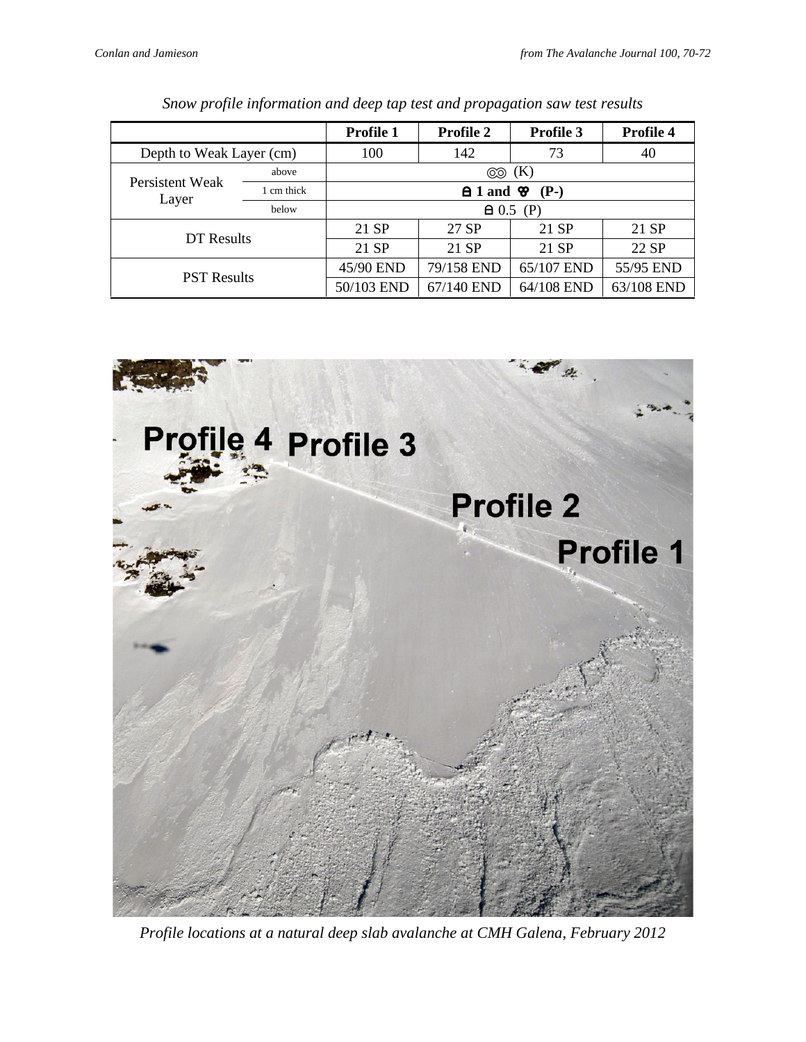*Snow profile information and deep tap test and propagation saw test results*

| | | Profile 1 | Profile 2 | Profile 3 | Profile 4 |
|---|---|---|---|---|---|
| Depth to Weak Layer (cm) | | 100 | 142 | 73 | 40 |
| Persistent Weak Layer | above | ◎◎ (K) | | | |
| | 1 cm thick | **⍝ 1 and ♉ (P-)** | | | |
| | below | ⍝ 0.5 (P) | | | |
| DT Results | | 21 SP | 27 SP | 21 SP | 21 SP |
| | | 21 SP | 21 SP | 21 SP | 22 SP |
| PST Results | | 45/90 END | 79/158 END | 65/107 END | 55/95 END |
| | | 50/103 END | 67/140 END | 64/108 END | 63/108 END |

*Profile locations at a natural deep slab avalanche at CMH Galena, February 2012*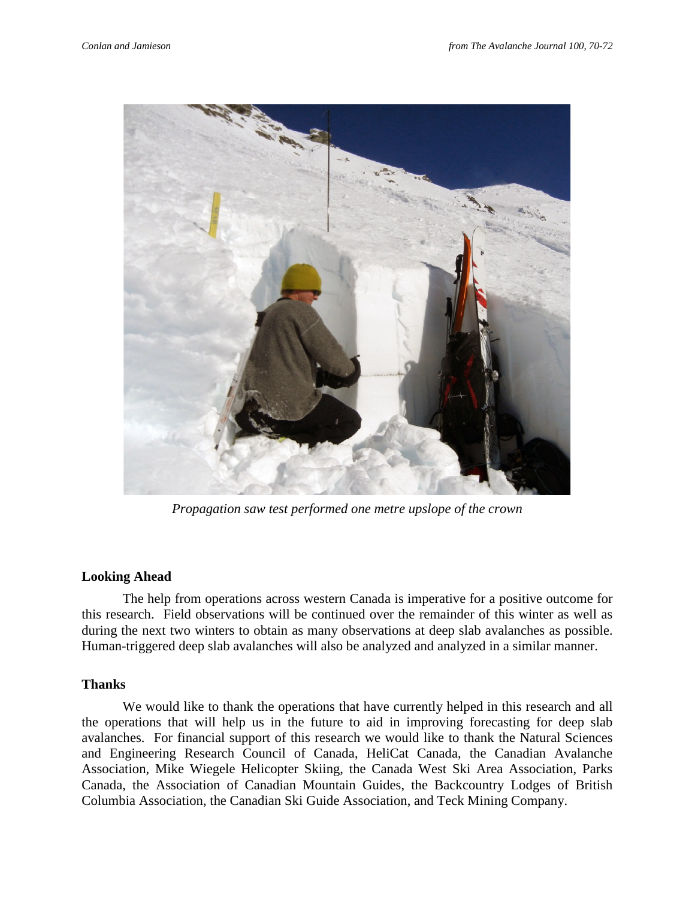*Propagation saw test performed one metre upslope of the crown*

## Looking Ahead

The help from operations across western Canada is imperative for a positive outcome for this research. Field observations will be continued over the remainder of this winter as well as during the next two winters to obtain as many observations at deep slab avalanches as possible. Human-triggered deep slab avalanches will also be analyzed and analyzed in a similar manner.

## Thanks

We would like to thank the operations that have currently helped in this research and all the operations that will help us in the future to aid in improving forecasting for deep slab avalanches. For financial support of this research we would like to thank the Natural Sciences and Engineering Research Council of Canada, HeliCat Canada, the Canadian Avalanche Association, Mike Wiegele Helicopter Skiing, the Canada West Ski Area Association, Parks Canada, the Association of Canadian Mountain Guides, the Backcountry Lodges of British Columbia Association, the Canadian Ski Guide Association, and Teck Mining Company.